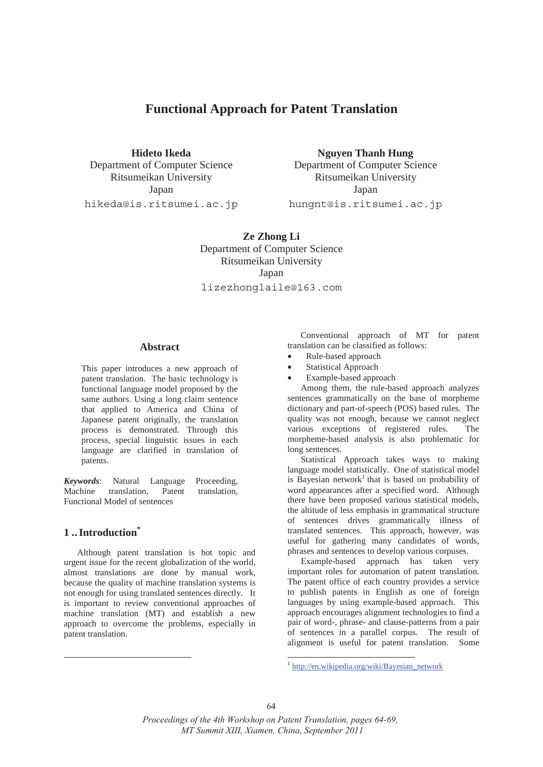# Functional Approach for Patent Translation

**Hideto Ikeda**
Department of Computer Science
Ritsumeikan University
Japan
hikeda@is.ritsumei.ac.jp

**Nguyen Thanh Hung**
Department of Computer Science
Ritsumeikan University
Japan
hungnt@is.ritsumei.ac.jp

**Ze Zhong Li**
Department of Computer Science
Ritsumeikan University
Japan
lizezhonglaile@163.com

## Abstract

This paper introduces a new approach of patent translation. The basic technology is functional language model proposed by the same authors. Using a long claim sentence that applied to America and China of Japanese patent originally, the translation process is demonstrated. Through this process, special linguistic issues in each language are clarified in translation of patents.

***Keywords***: Natural Language Proceeding, Machine translation, Patent translation, Functional Model of sentences

## 1 .. Introduction*

Although patent translation is hot topic and urgent issue for the recent globalization of the world, almost translations are done by manual work, because the quality of machine translation systems is not enough for using translated sentences directly. It is important to review conventional approaches of machine translation (MT) and establish a new approach to overcome the problems, especially in patent translation.

Conventional approach of MT for patent translation can be classified as follows:

- Rule-based approach
- Statistical Approach
- Example-based approach

Among them, the rule-based approach analyzes sentences grammatically on the base of morpheme dictionary and part-of-speech (POS) based rules. The quality was not enough, because we cannot neglect various exceptions of registered rules. The morpheme-based analysis is also problematic for long sentences.

Statistical Approach takes ways to making language model statistically. One of statistical model is Bayesian network[1] that is based on probability of word appearances after a specified word. Although there have been proposed various statistical models, the altitude of less emphasis in grammatical structure of sentences drives grammatically illness of translated sentences. This approach, however, was useful for gathering many candidates of words, phrases and sentences to develop various corpuses.

Example-based approach has taken very important roles for automation of patent translation. The patent office of each country provides a service to publish patents in English as one of foreign languages by using example-based approach. This approach encourages alignment technologies to find a pair of word-, phrase- and clause-patterns from a pair of sentences in a parallel corpus. The result of alignment is useful for patent translation. Some

[1] http://en.wikipedia.org/wiki/Bayesian_network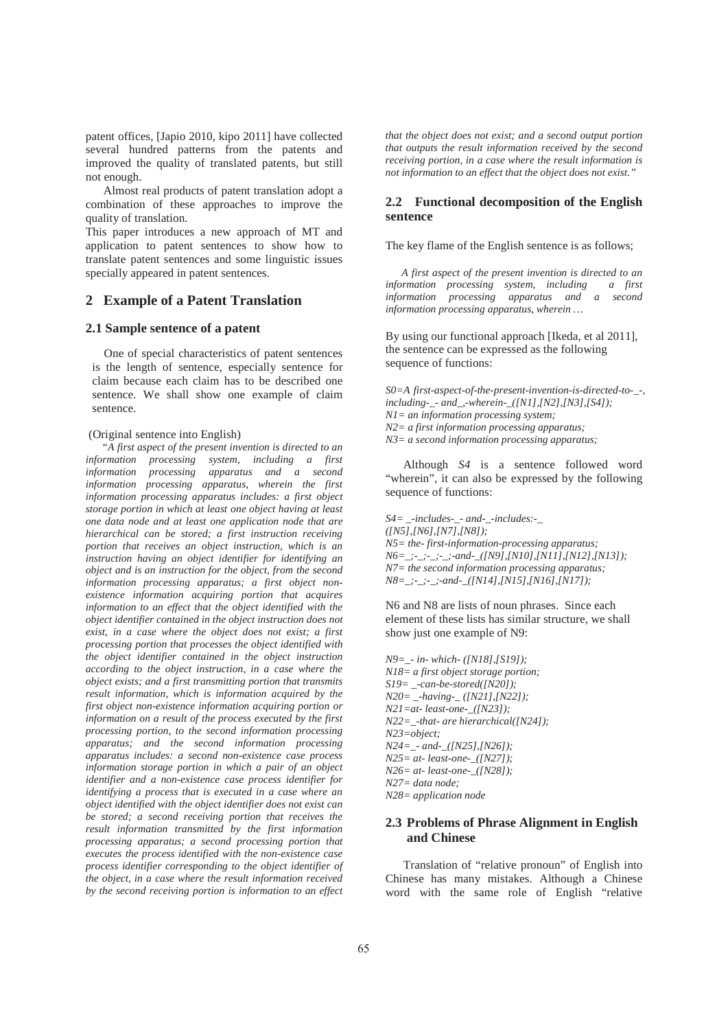patent offices, [Japio 2010, kipo 2011] have collected several hundred patterns from the patents and improved the quality of translated patents, but still not enough.

Almost real products of patent translation adopt a combination of these approaches to improve the quality of translation.

This paper introduces a new approach of MT and application to patent sentences to show how to translate patent sentences and some linguistic issues specially appeared in patent sentences.

## 2 Example of a Patent Translation

### 2.1 Sample sentence of a patent

One of special characteristics of patent sentences is the length of sentence, especially sentence for claim because each claim has to be described one sentence. We shall show one example of claim sentence.

(Original sentence into English)

*"A first aspect of the present invention is directed to an information processing system, including a first information processing apparatus and a second information processing apparatus, wherein the first information processing apparatus includes: a first object storage portion in which at least one object having at least one data node and at least one application node that are hierarchical can be stored; a first instruction receiving portion that receives an object instruction, which is an instruction having an object identifier for identifying an object and is an instruction for the object, from the second information processing apparatus; a first object non-existence information acquiring portion that acquires information to an effect that the object identified with the object identifier contained in the object instruction does not exist, in a case where the object does not exist; a first processing portion that processes the object identified with the object identifier contained in the object instruction according to the object instruction, in a case where the object exists; and a first transmitting portion that transmits result information, which is information acquired by the first object non-existence information acquiring portion or information on a result of the process executed by the first processing portion, to the second information processing apparatus; and the second information processing apparatus includes: a second non-existence case process information storage portion in which a pair of an object identifier and a non-existence case process identifier for identifying a process that is executed in a case where an object identified with the object identifier does not exist can be stored; a second receiving portion that receives the result information transmitted by the first information processing apparatus; a second processing portion that executes the process identified with the non-existence case process identifier corresponding to the object identifier of the object, in a case where the result information received by the second receiving portion is information to an effect that the object does not exist; and a second output portion that outputs the result information received by the second receiving portion, in a case where the result information is not information to an effect that the object does not exist."*

### 2.2 Functional decomposition of the English sentence

The key flame of the English sentence is as follows;

*A first aspect of the present invention is directed to an information processing system, including a first information processing apparatus and a second information processing apparatus, wherein …*

By using our functional approach [Ikeda, et al 2011], the sentence can be expressed as the following sequence of functions:

*S0=A first-aspect-of-the-present-invention-is-directed-to-_-, including-_- and_,-wherein-_([N1],[N2],[N3],[S4]);*
*N1= an information processing system;*
*N2= a first information processing apparatus;*
*N3= a second information processing apparatus;*

Although *S4* is a sentence followed word "wherein", it can also be expressed by the following sequence of functions:

*S4= _-includes-_- and-_-includes:-_ ([N5],[N6],[N7],[N8]);*
*N5= the- first-information-processing apparatus;*
*N6=_;-_;-_;-and-_([N9],[N10],[N11],[N12],[N13]);*
*N7= the second information processing apparatus;*
*N8=_;-_;-_;-and-_([N14],[N15],[N16],[N17]);*

N6 and N8 are lists of noun phrases. Since each element of these lists has similar structure, we shall show just one example of N9:

*N9=_- in- which- ([N18],[S19]);*
*N18= a first object storage portion;*
*S19= _-can-be-stored([N20]);*
*N20= _-having-_ ([N21],[N22]);*
*N21=at- least-one-_([N23]);*
*N22=_-that- are hierarchical([N24]);*
*N23=object;*
*N24=_- and-_([N25],[N26]);*
*N25= at- least-one-_([N27]);*
*N26= at- least-one-_([N28]);*
*N27= data node;*
*N28= application node*

### 2.3 Problems of Phrase Alignment in English and Chinese

Translation of "relative pronoun" of English into Chinese has many mistakes. Although a Chinese word with the same role of English "relative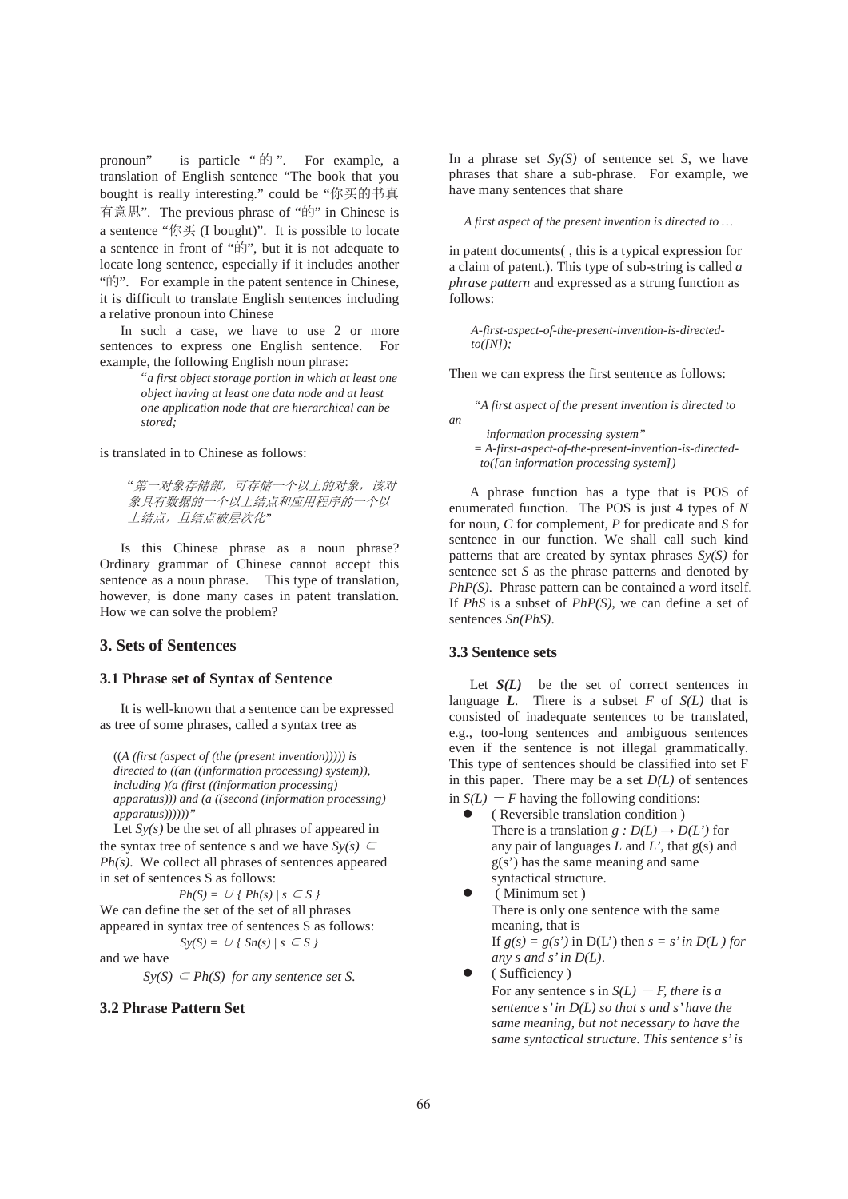pronoun" is particle "的". For example, a translation of English sentence "The book that you bought is really interesting." could be "你买的书真有意思". The previous phrase of "的" in Chinese is a sentence "你买 (I bought)". It is possible to locate a sentence in front of "的", but it is not adequate to locate long sentence, especially if it includes another "的". For example in the patent sentence in Chinese, it is difficult to translate English sentences including a relative pronoun into Chinese

In such a case, we have to use 2 or more sentences to express one English sentence. For example, the following English noun phrase:

> "*a first object storage portion in which at least one object having at least one data node and at least one application node that are hierarchical can be stored;*

is translated in to Chinese as follows:

> "*第一对象存储部，可存储一个以上的对象，该对象具有数据的一个以上结点和应用程序的一个以上结点，且结点被层次化*"

Is this Chinese phrase as a noun phrase? Ordinary grammar of Chinese cannot accept this sentence as a noun phrase. This type of translation, however, is done many cases in patent translation. How we can solve the problem?

## 3. Sets of Sentences

### 3.1 Phrase set of Syntax of Sentence

It is well-known that a sentence can be expressed as tree of some phrases, called a syntax tree as

> ((*A (first (aspect of (the (present invention))))) is directed to ((an ((information processing) system)), including )(a (first ((information processing) apparatus))) and (a ((second (information processing) apparatus))))))"*

Let $Sy(s)$ be the set of all phrases of appeared in the syntax tree of sentence s and we have $Sy(s) \subset Ph(s)$. We collect all phrases of sentences appeared in set of sentences S as follows:

$$Ph(S) = \cup \{ Ph(s) \mid s \in S \}$$

We can define the set of the set of all phrases appeared in syntax tree of sentences S as follows:

$$Sy(S) = \cup \{ Sn(s) \mid s \in S \}$$

and we have

$$Sy(S) \subset Ph(S) \text{ for any sentence set } S.$$

### 3.2 Phrase Pattern Set

In a phrase set $Sy(S)$ of sentence set $S$, we have phrases that share a sub-phrase. For example, we have many sentences that share

> *A first aspect of the present invention is directed to …*

in patent documents( , this is a typical expression for a claim of patent.). This type of sub-string is called *a phrase pattern* and expressed as a strung function as follows:

> *A-first-aspect-of-the-present-invention-is-directed-to([N]);*

Then we can express the first sentence as follows:

> *"A first aspect of the present invention is directed to an information processing system"*
> *= A-first-aspect-of-the-present-invention-is-directed-to([an information processing system])*

A phrase function has a type that is POS of enumerated function. The POS is just 4 types of *N* for noun, *C* for complement, *P* for predicate and *S* for sentence in our function. We shall call such kind patterns that are created by syntax phrases $Sy(S)$ for sentence set $S$ as the phrase patterns and denoted by $PhP(S)$. Phrase pattern can be contained a word itself. If $PhS$ is a subset of $PhP(S)$, we can define a set of sentences $Sn(PhS)$.

### 3.3 Sentence sets

Let $\boldsymbol{S(L)}$ be the set of correct sentences in language $\boldsymbol{L}$. There is a subset $F$ of $S(L)$ that is consisted of inadequate sentences to be translated, e.g., too-long sentences and ambiguous sentences even if the sentence is not illegal grammatically. This type of sentences should be classified into set F in this paper. There may be a set $D(L)$ of sentences in $S(L) - F$ having the following conditions:

- ( Reversible translation condition )
  There is a translation $g : D(L) \rightarrow D(L')$ for any pair of languages $L$ and $L'$, that g(s) and g(s') has the same meaning and same syntactical structure.
- ( Minimum set )
  There is only one sentence with the same meaning, that is
  If $g(s) = g(s')$ in D(L') then $s = s'$ *in* $D(L)$ *for any s and s' in* $D(L)$.
- ( Sufficiency )
  For any sentence s in $S(L) - F$, *there is a sentence s' in* $D(L)$ *so that s and s' have the same meaning, but not necessary to have the same syntactical structure. This sentence s' is*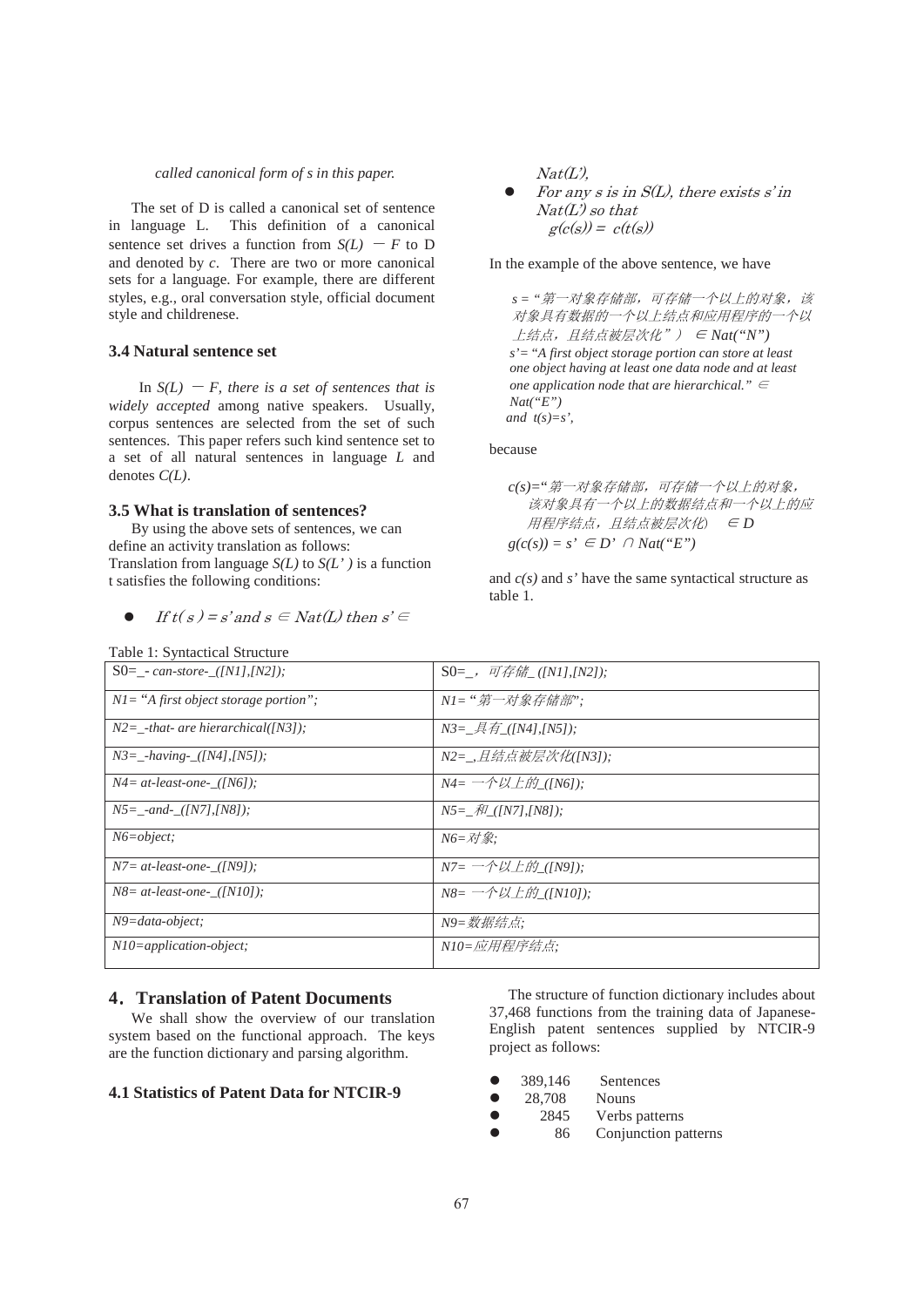*called canonical form of s in this paper.*

The set of D is called a canonical set of sentence in language L. This definition of a canonical sentence set drives a function from $S(L) - F$ to D and denoted by *c*. There are two or more canonical sets for a language. For example, there are different styles, e.g., oral conversation style, official document style and childrenese.

### 3.4 Natural sentence set

In $S(L) - F$, *there is a set of sentences that is widely accepted* among native speakers. Usually, corpus sentences are selected from the set of such sentences. This paper refers such kind sentence set to a set of all natural sentences in language *L* and denotes *C(L)*.

### 3.5 What is translation of sentences?

By using the above sets of sentences, we can define an activity translation as follows:
Translation from language *S(L)* to *S(L')* is a function t satisfies the following conditions:

- *If t( s ) = s' and s ∈ Nat(L) then s' ∈ Nat(L'),*
- *For any s is in S(L), there exists s' in Nat(L') so that $g(c(s)) = c(t(s))$*

In the example of the above sentence, we have

*s = "第一对象存储部，可存储一个以上的对象，该对象具有数据的一个以上结点和应用程序的一个以上结点，且结点被层次化" ） ∈ Nat("N")*
*s'= "A first object storage portion can store at least one object having at least one data node and at least one application node that are hierarchical." ∈ Nat("E")*
*and t(s)=s',*

because

*c(s)="第一对象存储部，可存储一个以上的对象，该对象具有一个以上的数据结点和一个以上的应用程序结点，且结点被层次化） ∈ D*
*g(c(s)) = s' ∈ D' ∩ Nat("E")*

and *c(s)* and *s'* have the same syntactical structure as table 1.

Table 1: Syntactical Structure

| | |
|---|---|
| S0=_- *can-store-_([N1],[N2]);* | S0=_，*可存储_([N1],[N2]);* |
| *N1= "A first object storage portion";* | *N1= "第一对象存储部";* |
| *N2=_-that- are hierarchical([N3]);* | *N3=_具有_([N4],[N5]);* |
| *N3=_-having-_([N4],[N5]);* | *N2=_,且结点被层次化([N3]);* |
| *N4= at-least-one-_([N6]);* | *N4= 一个以上的_([N6]);* |
| *N5=_-and-_([N7],[N8]);* | *N5=_和_([N7],[N8]);* |
| *N6=object;* | *N6=对象;* |
| *N7= at-least-one-_([N9]);* | *N7= 一个以上的_([N9]);* |
| *N8= at-least-one-_([N10]);* | *N8= 一个以上的_([N10]);* |
| *N9=data-object;* | *N9=数据结点;* |
| *N10=application-object;* | *N10=应用程序结点;* |

## 4. Translation of Patent Documents

We shall show the overview of our translation system based on the functional approach. The keys are the function dictionary and parsing algorithm.

### 4.1 Statistics of Patent Data for NTCIR-9

The structure of function dictionary includes about 37,468 functions from the training data of Japanese-English patent sentences supplied by NTCIR-9 project as follows:

- 389,146 Sentences
- 28,708 Nouns
- 2845 Verbs patterns
- 86 Conjunction patterns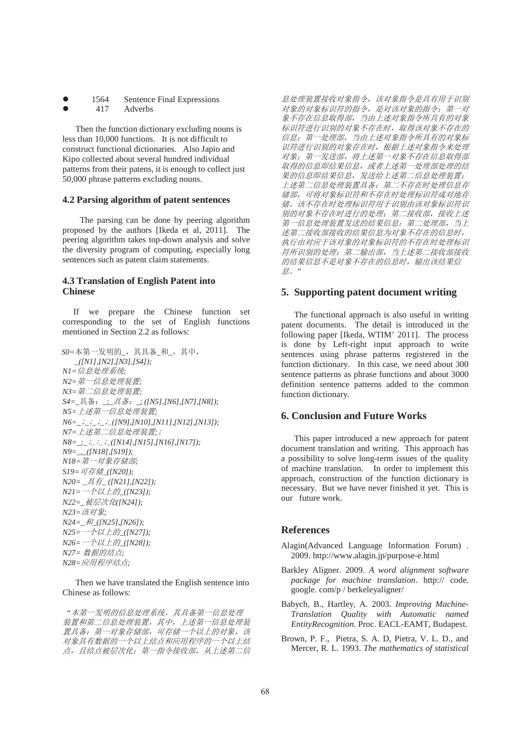- 1564 Sentence Final Expressions
- 417 Adverbs

Then the function dictionary excluding nouns is less than 10,000 functions. It is not difficult to construct functional dictionaries. Also Japio and Kipo collected about several hundred individual patterns from their patens, it is enough to collect just 50,000 phrase patterns excluding nouns.

### 4.2 Parsing algorithm of patent sentences

The parsing can be done by peering algorithm proposed by the authors [Ikeda et al, 2011]. The peering algorithm takes top-down analysis and solve the diversity program of computing, especially long sentences such as patent claim statements.

### 4.3 Translation of English Patent into Chinese

If we prepare the Chinese function set corresponding to the set of English functions mentioned in Section 2.2 as follows:

*S0=*本第一发明的_，其具备_和_，其中，
*_([N1],[N2],[N3],[S4]);*
*N1=信息处理系统;*
*N2=第一信息处理装置;*
*N3=第二信息处理装置;*
*S4=*_具备：_;_*具备：_; ([N5],[N6],[N7],[N8]);*
*N5=上述第一信息处理装置;*
*N6=_;_;_;_;_([N9],[N10],[N11],[N12],[N13]);*
*N7=上述第二信息处理装置;;*
*N8=_;_;_;_;_([N14],[N15],[N16],[N17]);*
*N9=_,_([N18],[S19]);*
*N18=第一对象存储部;*
*S19=可存储_([N20]);*
*N20= _具有_ ([N21],[N22]);*
*N21=一个以上的_([N23]);*
*N22=_被层次化([N24]);*
*N23=该对象;*
*N24=_和_([N25],[N26]);*
*N25=一个以上的_([N27]);*
*N26=一个以上的_([N28]);*
*N27= 数据的结点;*
*N28=应用程序结点;*

Then we have translated the English sentence into Chinese as follows:

*"本第一发明的信息处理系统，其具备第一信息处理装置和第二信息处理装置，其中，上述第一信息处理装置具备：第一对象存储部，可存储一个以上的对象，该对象具有数据的一个以上结点和应用程序的一个以上结点，且结点被层次化；第一指令接收部，从上述第二信息处理装置接收对象指令，该对象指令是具有用于识别对象的对象标识符的指令，是对该对象的指令；第一对象不存在信息取得部，当由上述对象指令所具有的对象标识符进行识别的对象不存在时，取得该对象不存在的信息；第一处理部，当由上述对象指令所具有的对象标识符进行识别的对象存在时，根据上述对象指令来处理对象；第一发送部，将上述第一对象不存在信息取得部取得的信息即结果信息，或者上述第一处理部处理的结果的信息即结果信息，发送给上述第二信息处理装置；上述第二信息处理装置具备：第二不存在时处理信息存储部，可将对象标识符和不存在时处理标识符成对地存储，该不存在时处理标识符用于识别由该对象标识符识别的对象不存在时进行的处理；第二接收部，接收上述第一信息处理装置发送的结果信息；第二处理部，当上述第二接收部接收的结果信息为对象不存在的信息时，执行由对应于该对象的对象标识符的不存在时处理标识符所识别的处理；第二输出部，当上述第二接收部接收的结果信息不是对象不存在的信息时，输出该结果信息。"*

## 5. Supporting patent document writing

The functional approach is also useful in writing patent documents. The detail is introduced in the following paper [Ikeda, WTIM' 2011]. The process is done by Left-right input approach to write sentences using phrase patterns registered in the function dictionary. In this case, we need about 300 sentence patterns as phrase functions and about 3000 definition sentence patterns added to the common function dictionary.

## 6. Conclusion and Future Works

This paper introduced a new approach for patent document translation and writing. This approach has a possibility to solve long-term issues of the quality of machine translation. In order to implement this approach, construction of the function dictionary is necessary. But we have never finished it yet. This is our future work.

## References

Alagin(Advanced Language Information Forum) . 2009. http://www.alagin.jp/purpose-e.html

Barkley Aligner. 2009. *A word alignment software package for machine translation*. http:// code. google. com/p / berkeleyaligner/

Babych, B., Hartley, A. 2003. *Improving Machine-Translation Quality with Automatic named EntityRecognition*. Proc. EACL-EAMT, Budapest.

Brown, P. F., Pietra, S. A. D, Pietra, V. L. D., and Mercer, R. L. 1993. *The mathematics of statistical*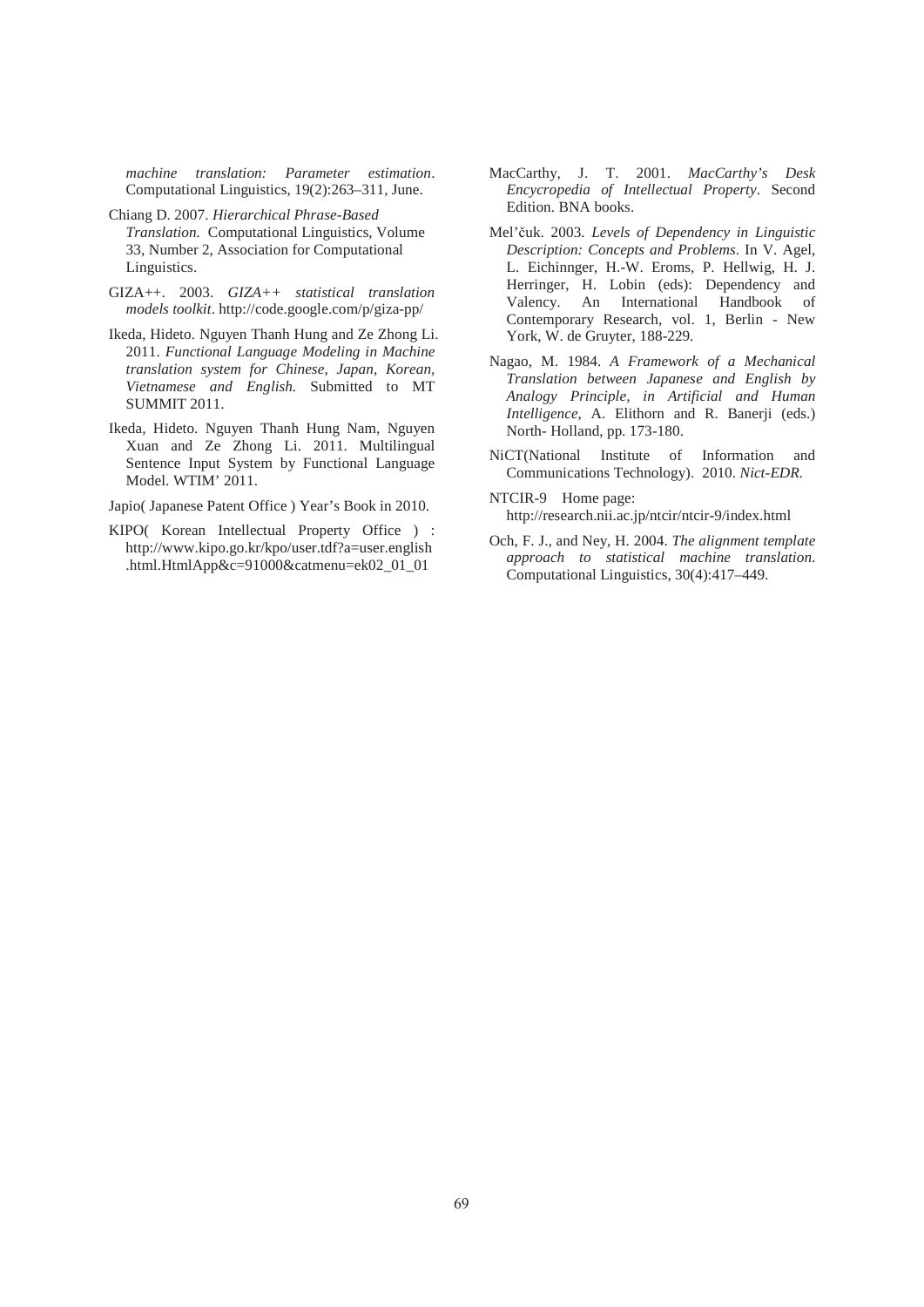*machine translation: Parameter estimation*. Computational Linguistics, 19(2):263–311, June.

Chiang D. 2007. *Hierarchical Phrase-Based Translation.* Computational Linguistics, Volume 33, Number 2, Association for Computational Linguistics.

GIZA++. 2003. *GIZA++ statistical translation models toolkit*. http://code.google.com/p/giza-pp/

Ikeda, Hideto. Nguyen Thanh Hung and Ze Zhong Li. 2011. *Functional Language Modeling in Machine translation system for Chinese, Japan, Korean, Vietnamese and English.* Submitted to MT SUMMIT 2011.

Ikeda, Hideto. Nguyen Thanh Hung Nam, Nguyen Xuan and Ze Zhong Li. 2011. Multilingual Sentence Input System by Functional Language Model. WTIM' 2011.

Japio( Japanese Patent Office ) Year's Book in 2010.

KIPO( Korean Intellectual Property Office ) : http://www.kipo.go.kr/kpo/user.tdf?a=user.english.html.HtmlApp&c=91000&catmenu=ek02_01_01

MacCarthy, J. T. 2001. *MacCarthy's Desk Encycropedia of Intellectual Property*. Second Edition. BNA books.

Mel'čuk. 2003. *Levels of Dependency in Linguistic Description: Concepts and Problems*. In V. Agel, L. Eichinnger, H.-W. Eroms, P. Hellwig, H. J. Herringer, H. Lobin (eds): Dependency and Valency. An International Handbook of Contemporary Research, vol. 1, Berlin - New York, W. de Gruyter, 188-229.

Nagao, M. 1984. *A Framework of a Mechanical Translation between Japanese and English by Analogy Principle, in Artificial and Human Intelligence,* A. Elithorn and R. Banerji (eds.) North- Holland, pp. 173-180.

NiCT(National Institute of Information and Communications Technology). 2010. *Nict-EDR.*

NTCIR-9 Home page: http://research.nii.ac.jp/ntcir/ntcir-9/index.html

Och, F. J., and Ney, H. 2004. *The alignment template approach to statistical machine translation.* Computational Linguistics, 30(4):417–449.